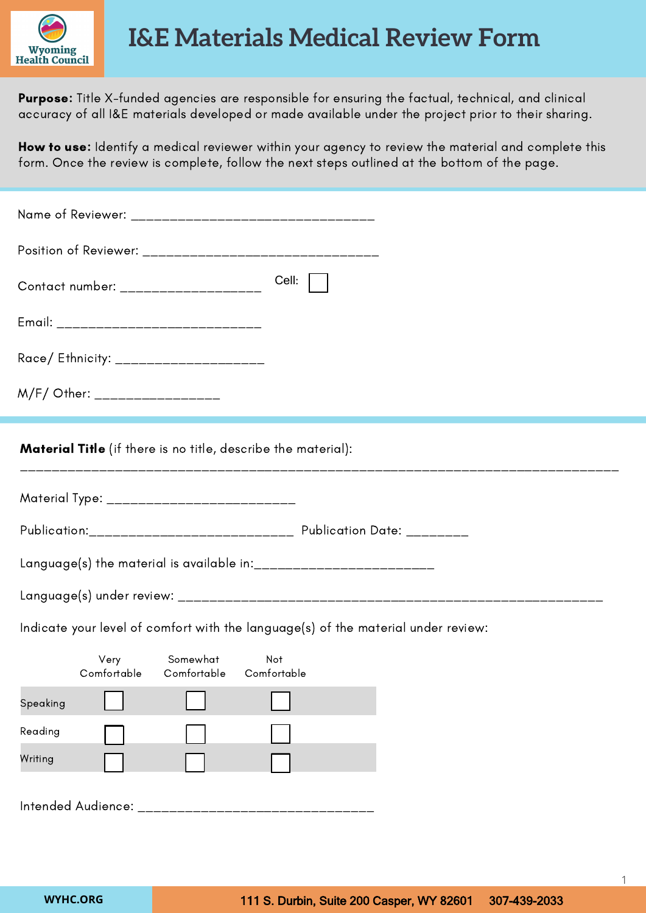Wyoming Health Council

# I&E Materials Medical Review Form

**Purpose:** Title X-funded agencies are responsible for ensuring the factual, technical, and clinical accuracy of all I&E materials developed or made available under the project prior to their sharing.

**How to use:** Identify a medical reviewer within your agency to review the material and complete this form. Once the review is complete, follow the next steps outlined at the bottom of the page.

Name of Reviewer: _______________________________

Position of Reviewer: ______________________________

Contact number: __________________ Cell: ☐

Email: __________________________

Race/ Ethnicity: ___________________

M/F/ Other: ________________

**Material Title** (if there is no title, describe the material):

___________________________________________________________________________

Material Type: ________________________

Publication:__________________________ Publication Date: ________

Language(s) the material is available in:_______________________

Language(s) under review: ______________________________________________________

Indicate your level of comfort with the language(s) of the material under review:

| | Very Comfortable | Somewhat Comfortable | Not Comfortable |
|---|---|---|---|
| Speaking | ☐ | ☐ | ☐ |
| Reading | ☐ | ☐ | ☐ |
| Writing | ☐ | ☐ | ☐ |

Intended Audience: ______________________________

WYHC.ORG 111 S. Durbin, Suite 200 Casper, WY 82601 307-439-2033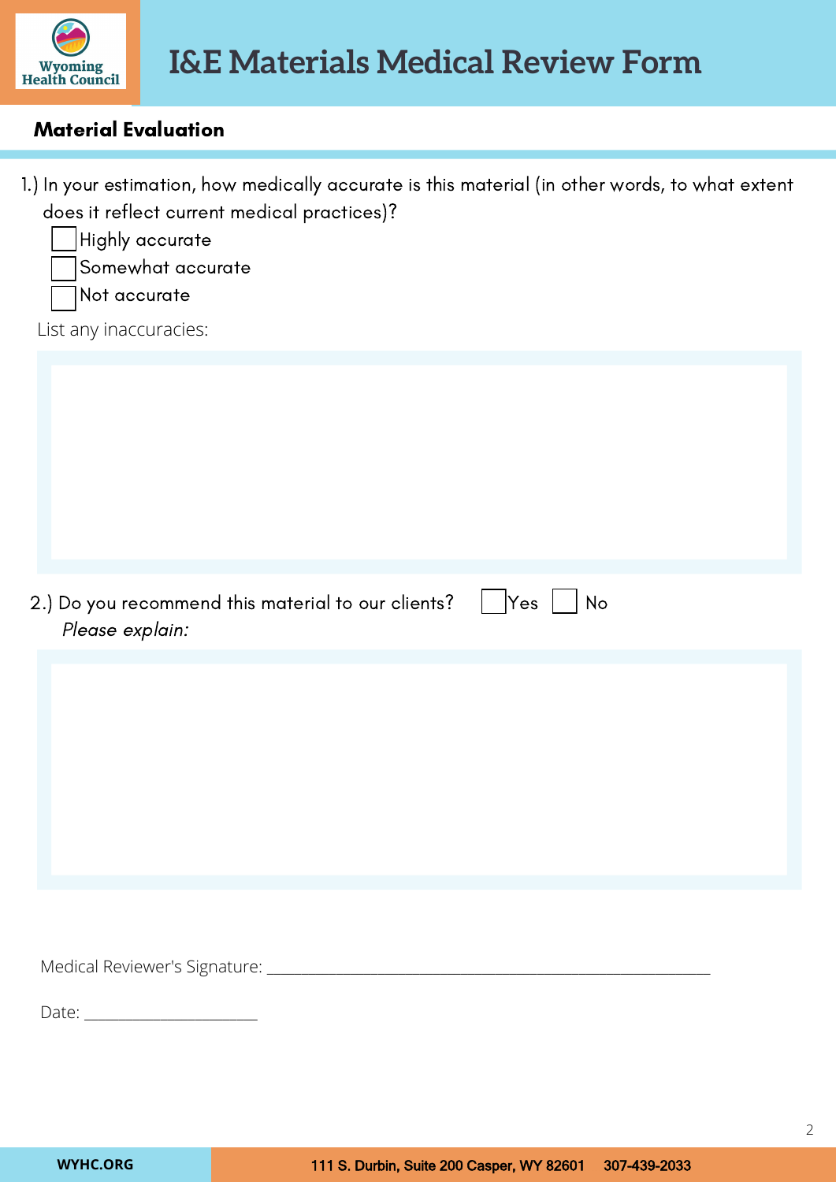# I&E Materials Medical Review Form

## Material Evaluation

1.) In your estimation, how medically accurate is this material (in other words, to what extent does it reflect current medical practices)?

- [ ] Highly accurate
- [ ] Somewhat accurate
- [ ] Not accurate

List any inaccuracies:

2.) Do you recommend this material to our clients? [ ] Yes [ ] No

*Please explain:*

Medical Reviewer's Signature: ____________________________________________

Date: ____________________

WYHC.ORG

111 S. Durbin, Suite 200 Casper, WY 82601 307-439-2033